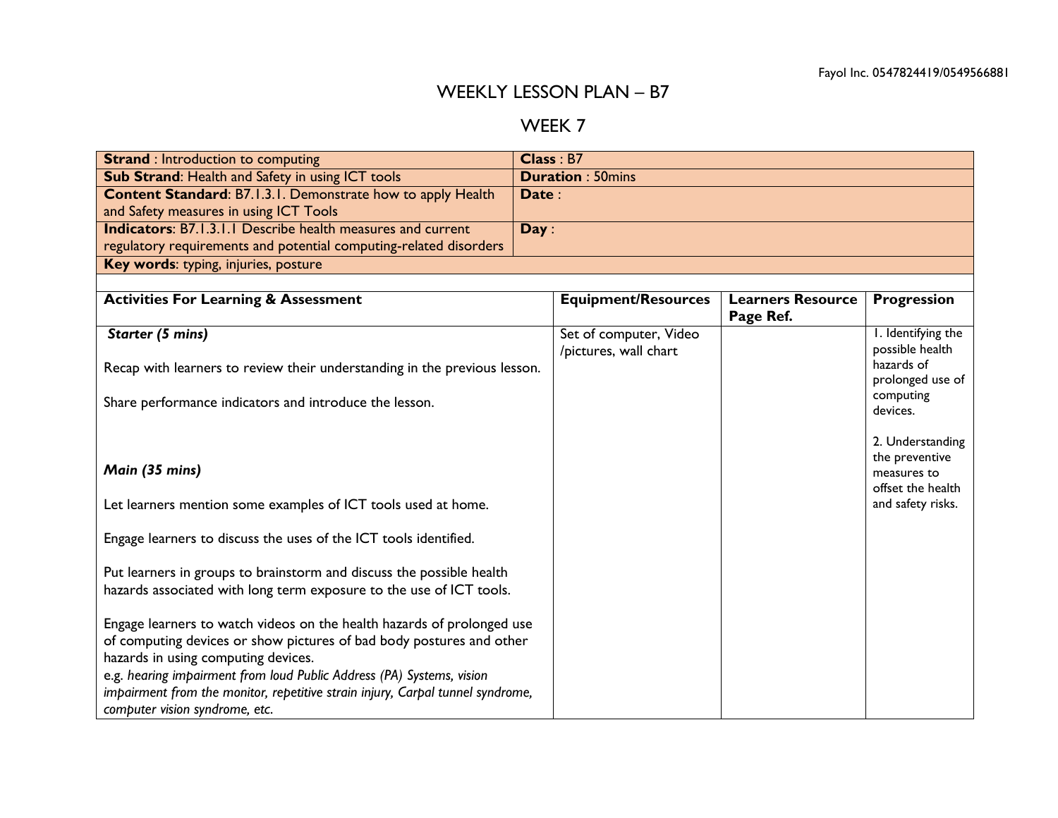# WEEKLY LESSON PLAN – B7

## WEEK 7

| **Strand** : Introduction to computing | **Class** : B7 |
|---|---|
| **Sub Strand**: Health and Safety in using ICT tools | **Duration** : 50mins |
| **Content Standard**: B7.1.3.1. Demonstrate how to apply Health and Safety measures in using ICT Tools | **Date** : |
| **Indicators**: B7.1.3.1.1 Describe health measures and current regulatory requirements and potential computing-related disorders | **Day** : |
| **Key words**: typing, injuries, posture | |

| **Activities For Learning & Assessment** | **Equipment/Resources** | **Learners Resource Page Ref.** | **Progression** |
|---|---|---|---|
| ***Starter (5 mins)***<br><br>Recap with learners to review their understanding in the previous lesson.<br><br>Share performance indicators and introduce the lesson.<br><br>***Main (35 mins)***<br><br>Let learners mention some examples of ICT tools used at home.<br><br>Engage learners to discuss the uses of the ICT tools identified.<br><br>Put learners in groups to brainstorm and discuss the possible health hazards associated with long term exposure to the use of ICT tools.<br><br>Engage learners to watch videos on the health hazards of prolonged use of computing devices or show pictures of bad body postures and other hazards in using computing devices.<br>e.g. *hearing impairment from loud Public Address (PA) Systems, vision impairment from the monitor, repetitive strain injury, Carpal tunnel syndrome, computer vision syndrome, etc.* | Set of computer, Video /pictures, wall chart | | 1. Identifying the possible health hazards of prolonged use of computing devices.<br><br>2. Understanding the preventive measures to offset the health and safety risks. |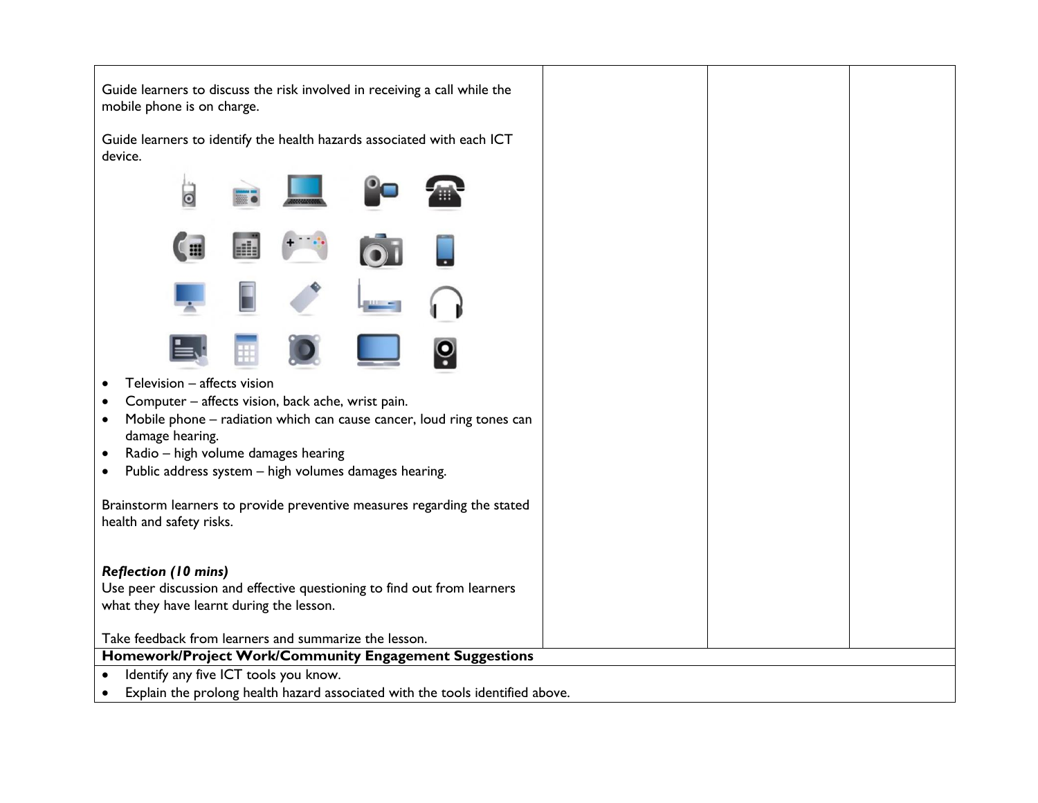| | | | |
|---|---|---|---|
| Guide learners to discuss the risk involved in receiving a call while the mobile phone is on charge.<br><br>Guide learners to identify the health hazards associated with each ICT device.<br><br>• Television – affects vision<br>• Computer – affects vision, back ache, wrist pain.<br>• Mobile phone – radiation which can cause cancer, loud ring tones can damage hearing.<br>• Radio – high volume damages hearing<br>• Public address system – high volumes damages hearing.<br><br>Brainstorm learners to provide preventive measures regarding the stated health and safety risks.<br><br>***Reflection (10 mins)***<br>Use peer discussion and effective questioning to find out from learners what they have learnt during the lesson.<br><br>Take feedback from learners and summarize the lesson. | | | |

**Homework/Project Work/Community Engagement Suggestions**

- Identify any five ICT tools you know.
- Explain the prolong health hazard associated with the tools identified above.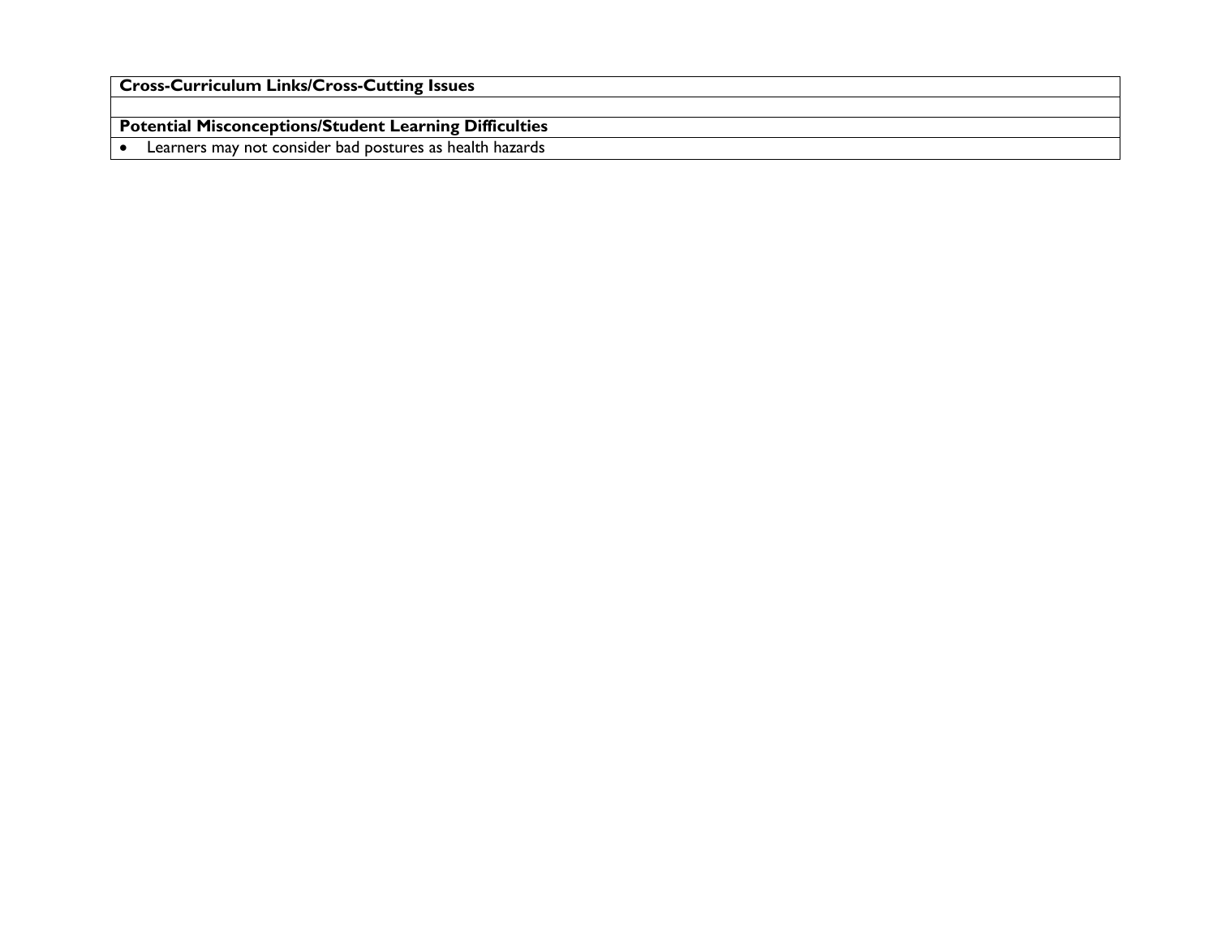| **Cross-Curriculum Links/Cross-Cutting Issues** |
| --- |
| |
| **Potential Misconceptions/Student Learning Difficulties** |
| • Learners may not consider bad postures as health hazards |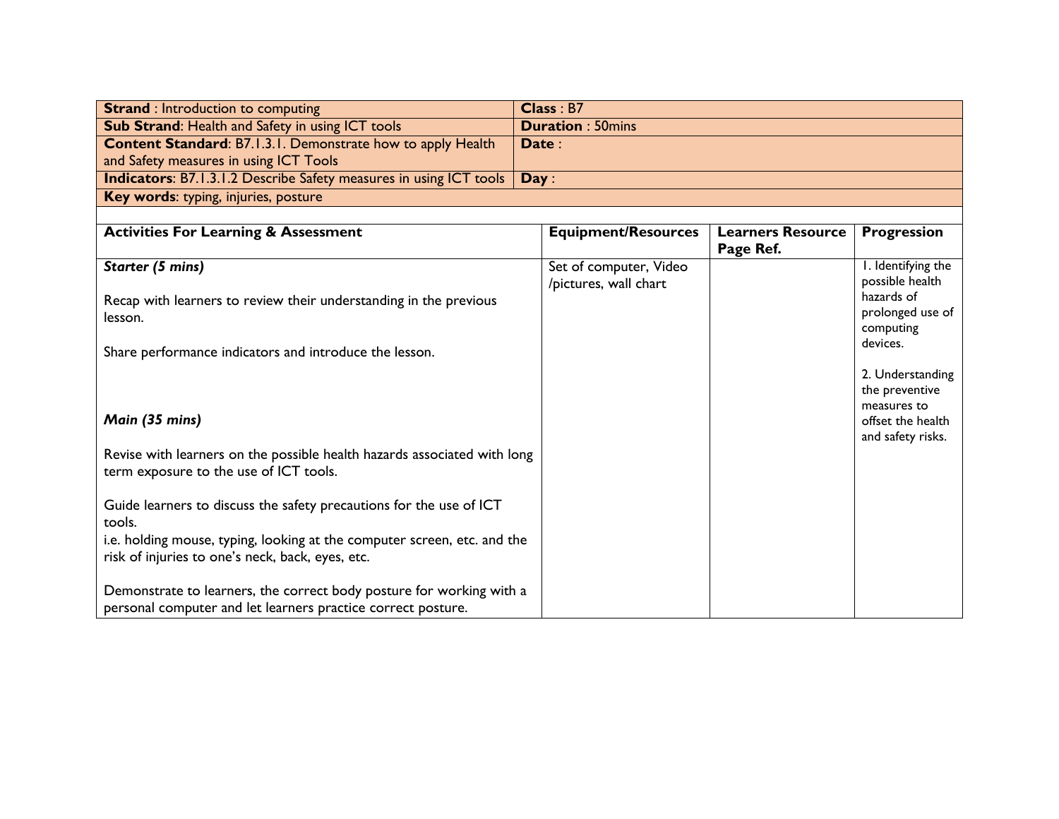| **Strand** : Introduction to computing | **Class** : B7 |
|---|---|
| **Sub Strand**: Health and Safety in using ICT tools | **Duration** : 50mins |
| **Content Standard**: B7.1.3.1. Demonstrate how to apply Health and Safety measures in using ICT Tools | **Date** : |
| **Indicators**: B7.1.3.1.2 Describe Safety measures in using ICT tools | **Day** : |
| **Key words**: typing, injuries, posture | |

| **Activities For Learning & Assessment** | **Equipment/Resources** | **Learners Resource Page Ref.** | **Progression** |
|---|---|---|---|
| ***Starter (5 mins)***<br><br>Recap with learners to review their understanding in the previous lesson.<br><br>Share performance indicators and introduce the lesson.<br><br>***Main (35 mins)***<br><br>Revise with learners on the possible health hazards associated with long term exposure to the use of ICT tools.<br><br>Guide learners to discuss the safety precautions for the use of ICT tools.<br>i.e. holding mouse, typing, looking at the computer screen, etc. and the risk of injuries to one's neck, back, eyes, etc.<br><br>Demonstrate to learners, the correct body posture for working with a personal computer and let learners practice correct posture. | Set of computer, Video /pictures, wall chart | | 1. Identifying the possible health hazards of prolonged use of computing devices.<br><br>2. Understanding the preventive measures to offset the health and safety risks. |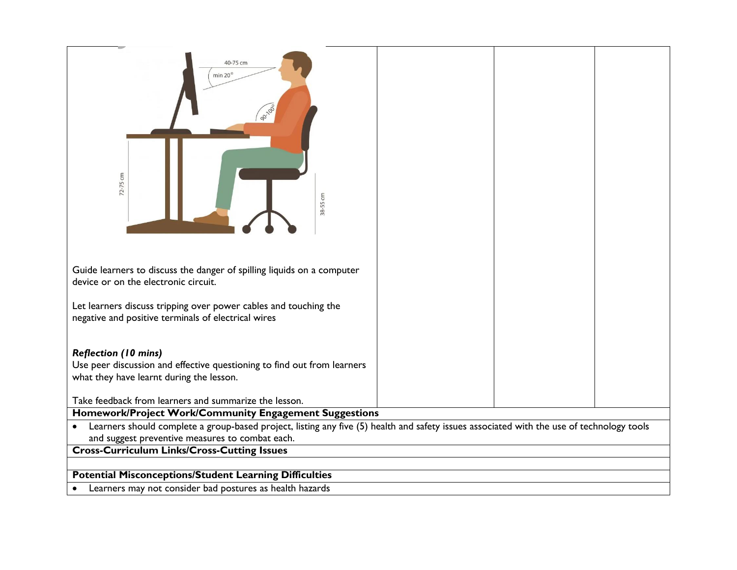| | | | |
|---|---|---|---|
| 40-75 cm<br>min 20°<br>90-100°<br>72-75 cm<br>38-55 cm<br><br>Guide learners to discuss the danger of spilling liquids on a computer device or on the electronic circuit.<br><br>Let learners discuss tripping over power cables and touching the negative and positive terminals of electrical wires<br><br>***Reflection (10 mins)***<br>Use peer discussion and effective questioning to find out from learners what they have learnt during the lesson.<br><br>Take feedback from learners and summarize the lesson. | | | |

**Homework/Project Work/Community Engagement Suggestions**

- Learners should complete a group-based project, listing any five (5) health and safety issues associated with the use of technology tools and suggest preventive measures to combat each.

**Cross-Curriculum Links/Cross-Cutting Issues**

**Potential Misconceptions/Student Learning Difficulties**

- Learners may not consider bad postures as health hazards